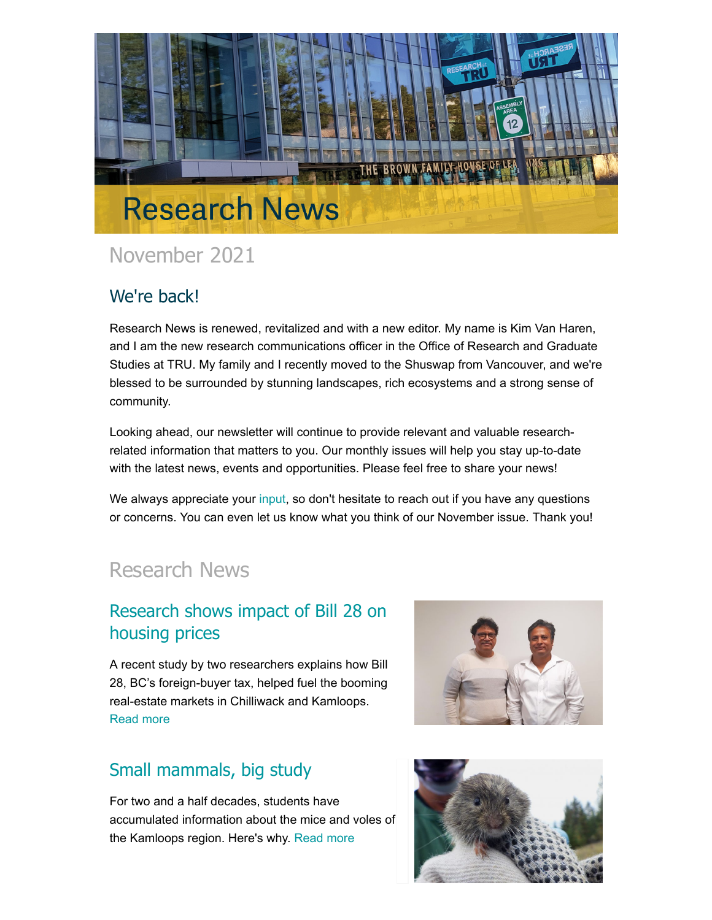# Research News

## November 2021

### We're back!

Research News is renewed, revitalized and with a new editor. My name is Kim Van Haren, and I am the new research communications officer in the Office of Research and Graduate Studies at TRU. My family and I recently moved to the Shuswap from Vancouver, and we're blessed to be surrounded by stunning landscapes, rich ecosystems and a strong sense of community.

Looking ahead, our newsletter will continue to provide relevant and valuable research-related information that matters to you. Our monthly issues will help you stay up-to-date with the latest news, events and opportunities. Please feel free to share your news!

We always appreciate your input, so don't hesitate to reach out if you have any questions or concerns. You can even let us know what you think of our November issue. Thank you!

## Research News

### Research shows impact of Bill 28 on housing prices

A recent study by two researchers explains how Bill 28, BC's foreign-buyer tax, helped fuel the booming real-estate markets in Chilliwack and Kamloops. Read more

### Small mammals, big study

For two and a half decades, students have accumulated information about the mice and voles of the Kamloops region. Here's why. Read more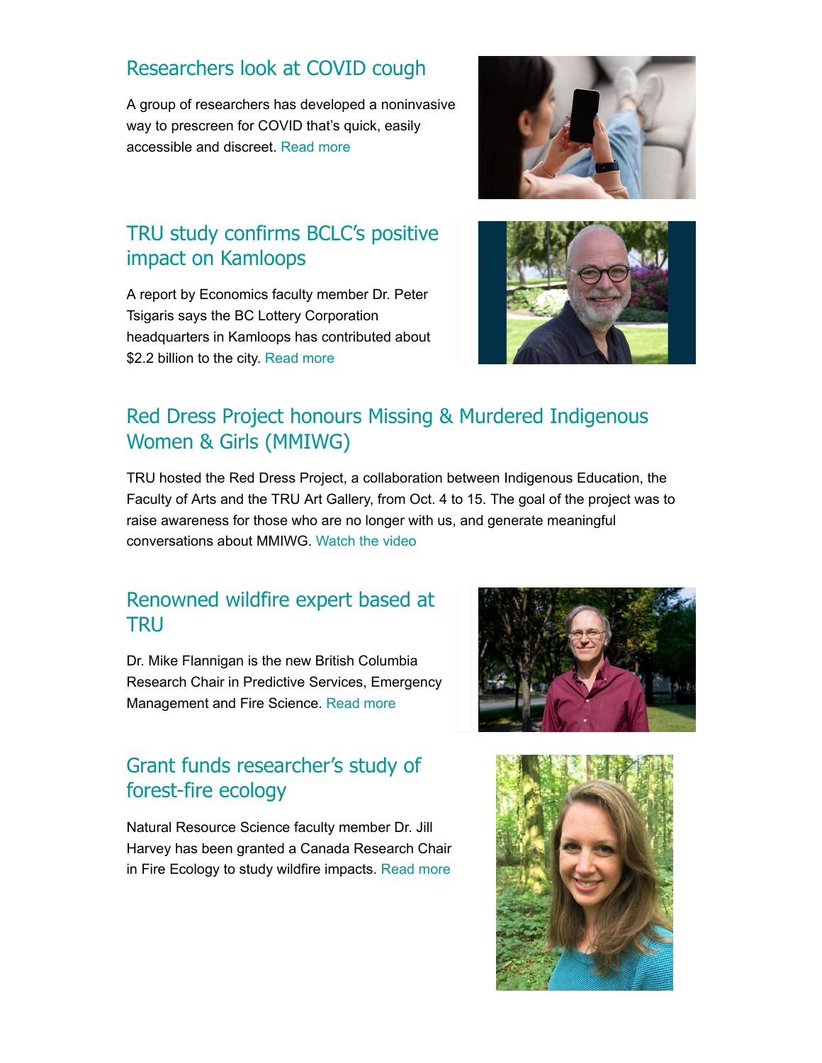## Researchers look at COVID cough

A group of researchers has developed a noninvasive way to prescreen for COVID that's quick, easily accessible and discreet. Read more

## TRU study confirms BCLC's positive impact on Kamloops

A report by Economics faculty member Dr. Peter Tsigaris says the BC Lottery Corporation headquarters in Kamloops has contributed about $2.2 billion to the city. Read more

## Red Dress Project honours Missing & Murdered Indigenous Women & Girls (MMIWG)

TRU hosted the Red Dress Project, a collaboration between Indigenous Education, the Faculty of Arts and the TRU Art Gallery, from Oct. 4 to 15. The goal of the project was to raise awareness for those who are no longer with us, and generate meaningful conversations about MMIWG. Watch the video

## Renowned wildfire expert based at TRU

Dr. Mike Flannigan is the new British Columbia Research Chair in Predictive Services, Emergency Management and Fire Science. Read more

## Grant funds researcher's study of forest-fire ecology

Natural Resource Science faculty member Dr. Jill Harvey has been granted a Canada Research Chair in Fire Ecology to study wildfire impacts. Read more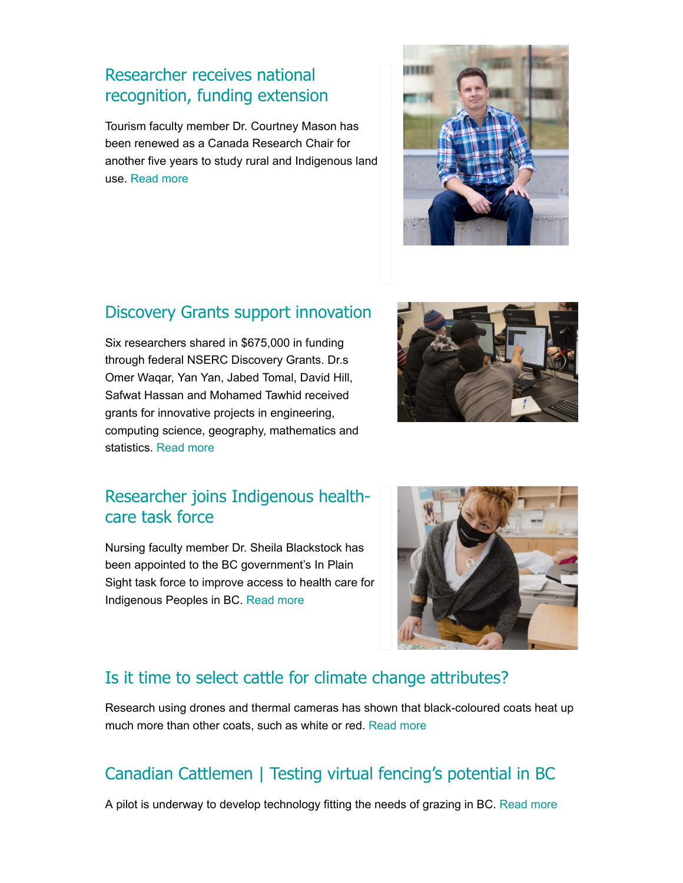## Researcher receives national recognition, funding extension

Tourism faculty member Dr. Courtney Mason has been renewed as a Canada Research Chair for another five years to study rural and Indigenous land use. Read more

## Discovery Grants support innovation

Six researchers shared in $675,000 in funding through federal NSERC Discovery Grants. Dr.s Omer Waqar, Yan Yan, Jabed Tomal, David Hill, Safwat Hassan and Mohamed Tawhid received grants for innovative projects in engineering, computing science, geography, mathematics and statistics. Read more

## Researcher joins Indigenous health-care task force

Nursing faculty member Dr. Sheila Blackstock has been appointed to the BC government's In Plain Sight task force to improve access to health care for Indigenous Peoples in BC. Read more

## Is it time to select cattle for climate change attributes?

Research using drones and thermal cameras has shown that black-coloured coats heat up much more than other coats, such as white or red. Read more

## Canadian Cattlemen | Testing virtual fencing's potential in BC

A pilot is underway to develop technology fitting the needs of grazing in BC. Read more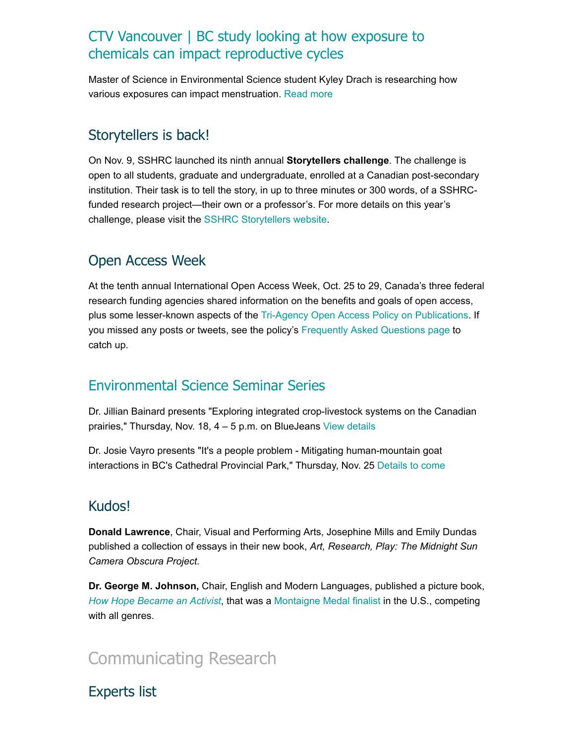## CTV Vancouver | BC study looking at how exposure to chemicals can impact reproductive cycles

Master of Science in Environmental Science student Kyley Drach is researching how various exposures can impact menstruation. Read more

## Storytellers is back!

On Nov. 9, SSHRC launched its ninth annual **Storytellers challenge**. The challenge is open to all students, graduate and undergraduate, enrolled at a Canadian post-secondary institution. Their task is to tell the story, in up to three minutes or 300 words, of a SSHRC-funded research project—their own or a professor's. For more details on this year's challenge, please visit the SSHRC Storytellers website.

## Open Access Week

At the tenth annual International Open Access Week, Oct. 25 to 29, Canada's three federal research funding agencies shared information on the benefits and goals of open access, plus some lesser-known aspects of the Tri-Agency Open Access Policy on Publications. If you missed any posts or tweets, see the policy's Frequently Asked Questions page to catch up.

## Environmental Science Seminar Series

Dr. Jillian Bainard presents "Exploring integrated crop-livestock systems on the Canadian prairies," Thursday, Nov. 18, 4 – 5 p.m. on BlueJeans View details

Dr. Josie Vayro presents "It's a people problem - Mitigating human-mountain goat interactions in BC's Cathedral Provincial Park," Thursday, Nov. 25 Details to come

## Kudos!

**Donald Lawrence**, Chair, Visual and Performing Arts, Josephine Mills and Emily Dundas published a collection of essays in their new book, *Art, Research, Play: The Midnight Sun Camera Obscura Project.*

**Dr. George M. Johnson,** Chair, English and Modern Languages, published a picture book, *How Hope Became an Activist*, that was a Montaigne Medal finalist in the U.S., competing with all genres.

# Communicating Research

## Experts list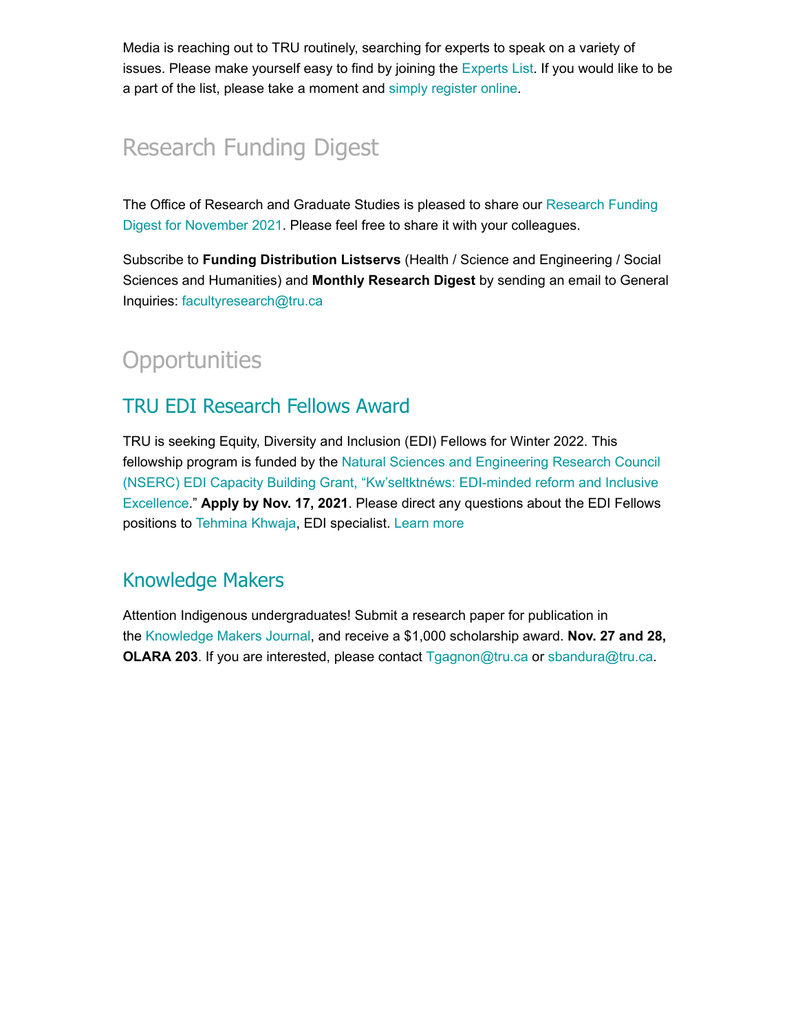Media is reaching out to TRU routinely, searching for experts to speak on a variety of issues. Please make yourself easy to find by joining the Experts List. If you would like to be a part of the list, please take a moment and simply register online.

## Research Funding Digest

The Office of Research and Graduate Studies is pleased to share our Research Funding Digest for November 2021. Please feel free to share it with your colleagues.

Subscribe to **Funding Distribution Listservs** (Health / Science and Engineering / Social Sciences and Humanities) and **Monthly Research Digest** by sending an email to General Inquiries: facultyresearch@tru.ca

## Opportunities

### TRU EDI Research Fellows Award

TRU is seeking Equity, Diversity and Inclusion (EDI) Fellows for Winter 2022. This fellowship program is funded by the Natural Sciences and Engineering Research Council (NSERC) EDI Capacity Building Grant, "Kw'seltktnéws: EDI-minded reform and Inclusive Excellence." **Apply by Nov. 17, 2021**. Please direct any questions about the EDI Fellows positions to Tehmina Khwaja, EDI specialist. Learn more

### Knowledge Makers

Attention Indigenous undergraduates! Submit a research paper for publication in the Knowledge Makers Journal, and receive a $1,000 scholarship award. **Nov. 27 and 28, OLARA 203**. If you are interested, please contact Tgagnon@tru.ca or sbandura@tru.ca.